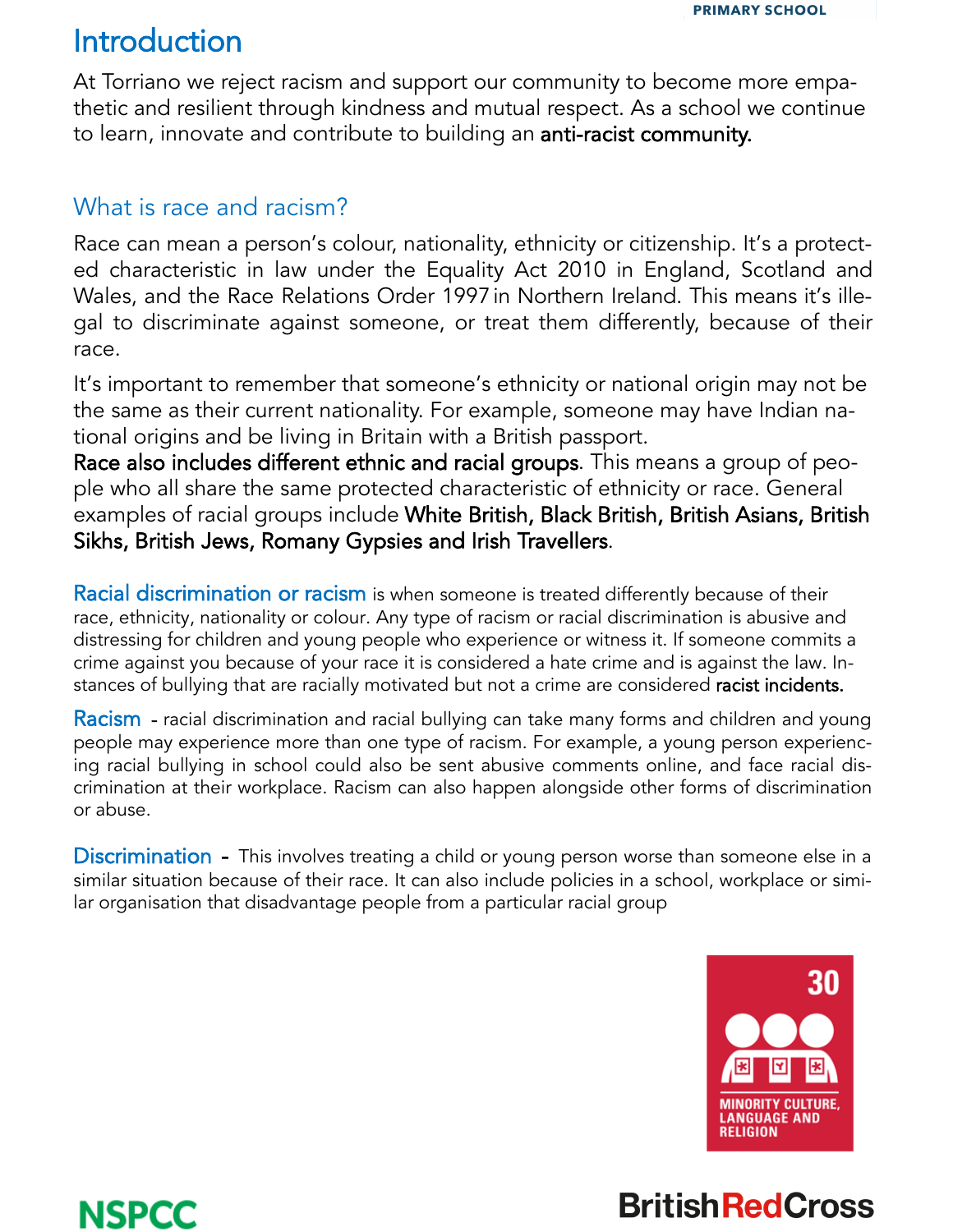# Introduction

At Torriano we reject racism and support our community to become more empathetic and resilient through kindness and mutual respect. As a school we continue to learn, innovate and contribute to building an **anti-racist community.**

## What is race and racism?

Race can mean a person's colour, nationality, ethnicity or citizenship. It's a protected characteristic in law under the Equality Act 2010 in England, Scotland and Wales, and the Race Relations Order 1997 in Northern Ireland. This means it's illegal to discriminate against someone, or treat them differently, because of their race.

It's important to remember that someone's ethnicity or national origin may not be the same as their current nationality. For example, someone may have Indian national origins and be living in Britain with a British passport.

**Race also includes different ethnic and racial groups**. This means a group of people who all share the same protected characteristic of ethnicity or race. General examples of racial groups include **White British, Black British, British Asians, British Sikhs, British Jews, Romany Gypsies and Irish Travellers**.

**Racial discrimination or racism** is when someone is treated differently because of their race, ethnicity, nationality or colour. Any type of racism or racial discrimination is abusive and distressing for children and young people who experience or witness it. If someone commits a crime against you because of your race it is considered a hate crime and is against the law. Instances of bullying that are racially motivated but not a crime are considered **racist incidents.**

**Racism** - racial discrimination and racial bullying can take many forms and children and young people may experience more than one type of racism. For example, a young person experiencing racial bullying in school could also be sent abusive comments online, and face racial discrimination at their workplace. Racism can also happen alongside other forms of discrimination or abuse.

**Discrimination** - This involves treating a child or young person worse than someone else in a similar situation because of their race. It can also include policies in a school, workplace or similar organisation that disadvantage people from a particular racial group

30 MINORITY CULTURE, LANGUAGE AND RELIGION

NSPCC

British Red Cross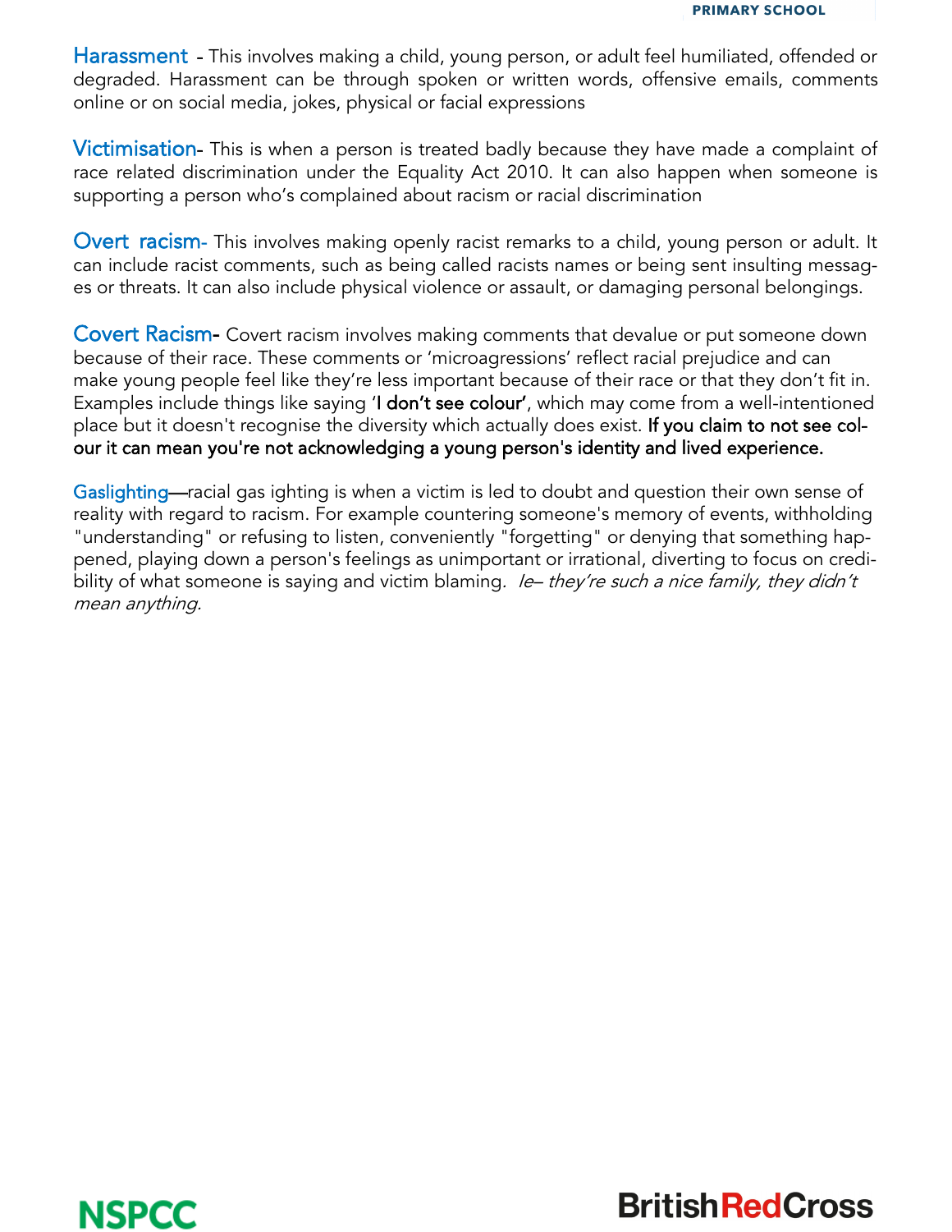**Harassment** - This involves making a child, young person, or adult feel humiliated, offended or degraded. Harassment can be through spoken or written words, offensive emails, comments online or on social media, jokes, physical or facial expressions

**Victimisation**- This is when a person is treated badly because they have made a complaint of race related discrimination under the Equality Act 2010. It can also happen when someone is supporting a person who's complained about racism or racial discrimination

**Overt racism**- This involves making openly racist remarks to a child, young person or adult. It can include racist comments, such as being called racists names or being sent insulting messages or threats. It can also include physical violence or assault, or damaging personal belongings.

**Covert Racism**- Covert racism involves making comments that devalue or put someone down because of their race. These comments or 'microagressions' reflect racial prejudice and can make young people feel like they're less important because of their race or that they don't fit in. Examples include things like saying '**I don't see colour**', which may come from a well-intentioned place but it doesn't recognise the diversity which actually does exist. **If you claim to not see colour it can mean you're not acknowledging a young person's identity and lived experience.**

**Gaslighting**—racial gas ighting is when a victim is led to doubt and question their own sense of reality with regard to racism. For example countering someone's memory of events, withholding "understanding" or refusing to listen, conveniently "forgetting" or denying that something happened, playing down a person's feelings as unimportant or irrational, diverting to focus on credibility of what someone is saying and victim blaming. *Ie– they're such a nice family, they didn't mean anything.*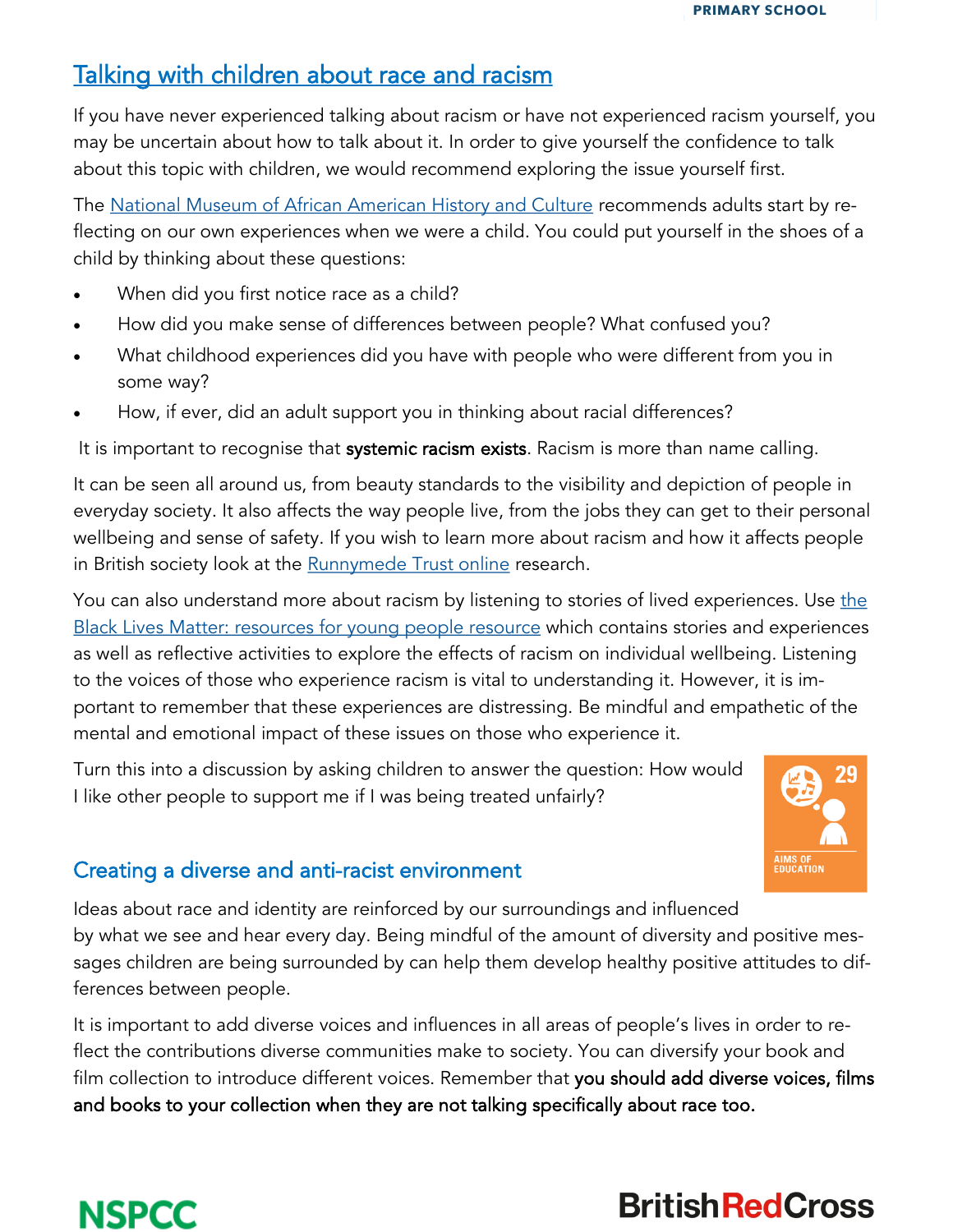## Talking with children about race and racism

If you have never experienced talking about racism or have not experienced racism yourself, you may be uncertain about how to talk about it. In order to give yourself the confidence to talk about this topic with children, we would recommend exploring the issue yourself first.

The National Museum of African American History and Culture recommends adults start by reflecting on our own experiences when we were a child. You could put yourself in the shoes of a child by thinking about these questions:

- When did you first notice race as a child?
- How did you make sense of differences between people? What confused you?
- What childhood experiences did you have with people who were different from you in some way?
- How, if ever, did an adult support you in thinking about racial differences?

It is important to recognise that **systemic racism exists**. Racism is more than name calling.

It can be seen all around us, from beauty standards to the visibility and depiction of people in everyday society. It also affects the way people live, from the jobs they can get to their personal wellbeing and sense of safety. If you wish to learn more about racism and how it affects people in British society look at the Runnymede Trust online research.

You can also understand more about racism by listening to stories of lived experiences. Use the Black Lives Matter: resources for young people resource which contains stories and experiences as well as reflective activities to explore the effects of racism on individual wellbeing. Listening to the voices of those who experience racism is vital to understanding it. However, it is important to remember that these experiences are distressing. Be mindful and empathetic of the mental and emotional impact of these issues on those who experience it.

Turn this into a discussion by asking children to answer the question: How would I like other people to support me if I was being treated unfairly?

29 AIMS OF EDUCATION

### Creating a diverse and anti-racist environment

Ideas about race and identity are reinforced by our surroundings and influenced by what we see and hear every day. Being mindful of the amount of diversity and positive messages children are being surrounded by can help them develop healthy positive attitudes to differences between people.

It is important to add diverse voices and influences in all areas of people's lives in order to reflect the contributions diverse communities make to society. You can diversify your book and film collection to introduce different voices. Remember that **you should add diverse voices, films and books to your collection when they are not talking specifically about race too.**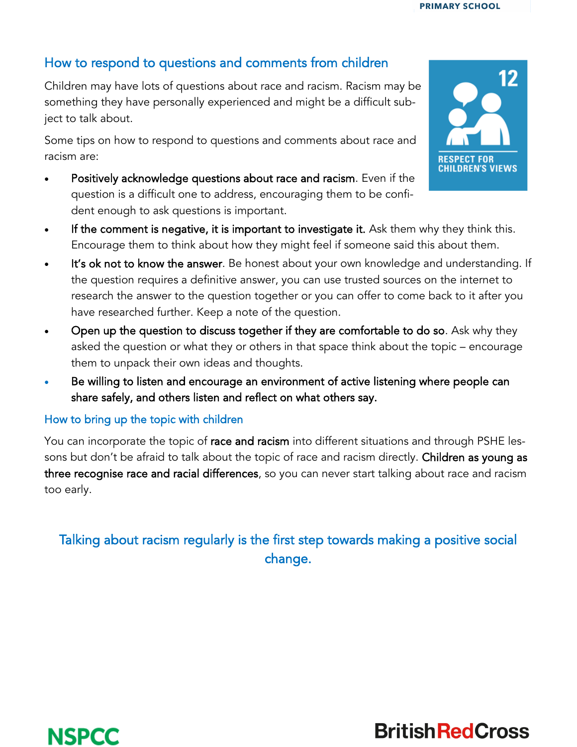## How to respond to questions and comments from children

Children may have lots of questions about race and racism. Racism may be something they have personally experienced and might be a difficult subject to talk about.

Some tips on how to respond to questions and comments about race and racism are:

- **Positively acknowledge questions about race and racism**. Even if the question is a difficult one to address, encouraging them to be confident enough to ask questions is important.
- **If the comment is negative, it is important to investigate it.** Ask them why they think this. Encourage them to think about how they might feel if someone said this about them.
- **It's ok not to know the answer**. Be honest about your own knowledge and understanding. If the question requires a definitive answer, you can use trusted sources on the internet to research the answer to the question together or you can offer to come back to it after you have researched further. Keep a note of the question.
- **Open up the question to discuss together if they are comfortable to do so**. Ask why they asked the question or what they or others in that space think about the topic – encourage them to unpack their own ideas and thoughts.
- **Be willing to listen and encourage an environment of active listening where people can share safely, and others listen and reflect on what others say.**

### How to bring up the topic with children

You can incorporate the topic of **race and racism** into different situations and through PSHE lessons but don't be afraid to talk about the topic of race and racism directly. **Children as young as three recognise race and racial differences**, so you can never start talking about race and racism too early.

Talking about racism regularly is the first step towards making a positive social change.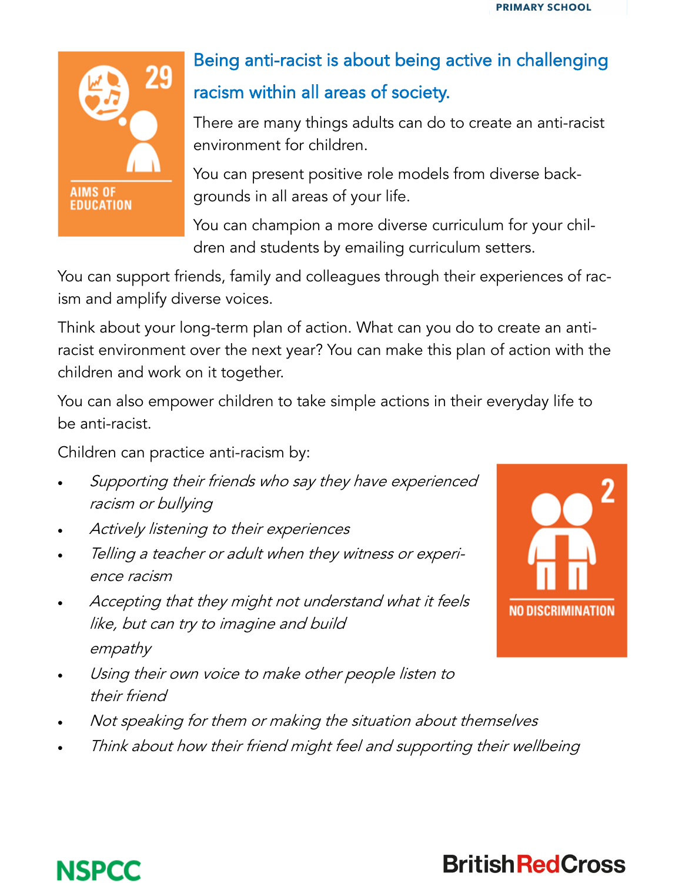## Being anti-racist is about being active in challenging racism within all areas of society.

There are many things adults can do to create an anti-racist environment for children.

You can present positive role models from diverse backgrounds in all areas of your life.

You can champion a more diverse curriculum for your children and students by emailing curriculum setters.

You can support friends, family and colleagues through their experiences of racism and amplify diverse voices.

Think about your long-term plan of action. What can you do to create an anti-racist environment over the next year? You can make this plan of action with the children and work on it together.

You can also empower children to take simple actions in their everyday life to be anti-racist.

Children can practice anti-racism by:

- *Supporting their friends who say they have experienced racism or bullying*
- *Actively listening to their experiences*
- *Telling a teacher or adult when they witness or experience racism*
- *Accepting that they might not understand what it feels like, but can try to imagine and build empathy*
- *Using their own voice to make other people listen to their friend*
- *Not speaking for them or making the situation about themselves*
- *Think about how their friend might feel and supporting their wellbeing*